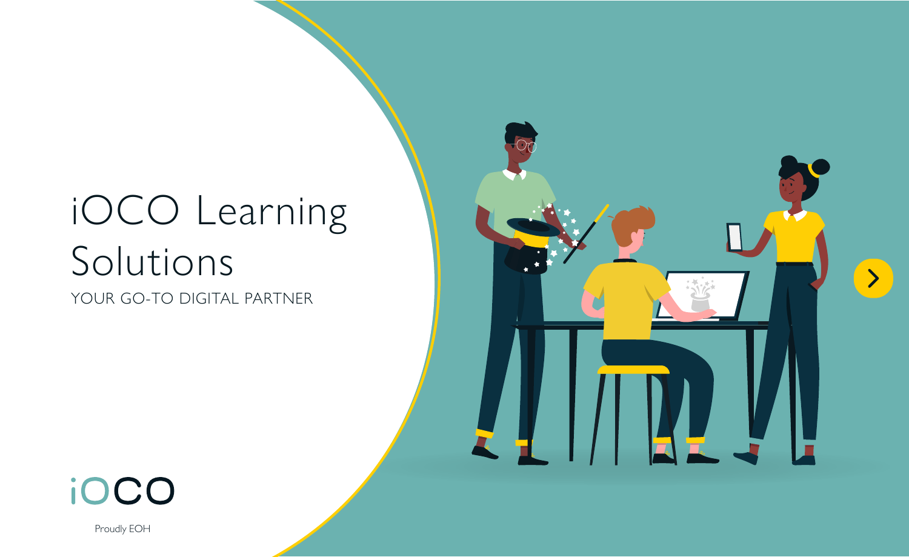# iOCO Learning Solutions

YOUR GO-TO DIGITAL PARTNER

iOCO

Proudly EOH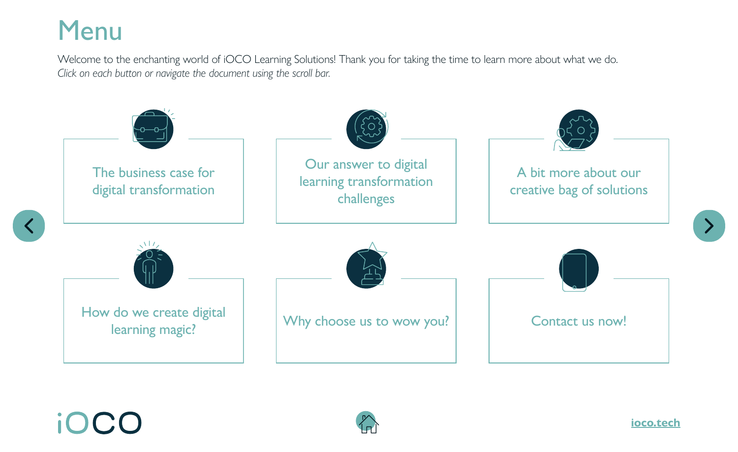# Menu

Welcome to the enchanting world of iOCO Learning Solutions! Thank you for taking the time to learn more about what we do.
*Click on each button or navigate the document using the scroll bar.*

- The business case for digital transformation
- Our answer to digital learning transformation challenges
- A bit more about our creative bag of solutions
- How do we create digital learning magic?
- Why choose us to wow you?
- Contact us now!

iOCO

ioco.tech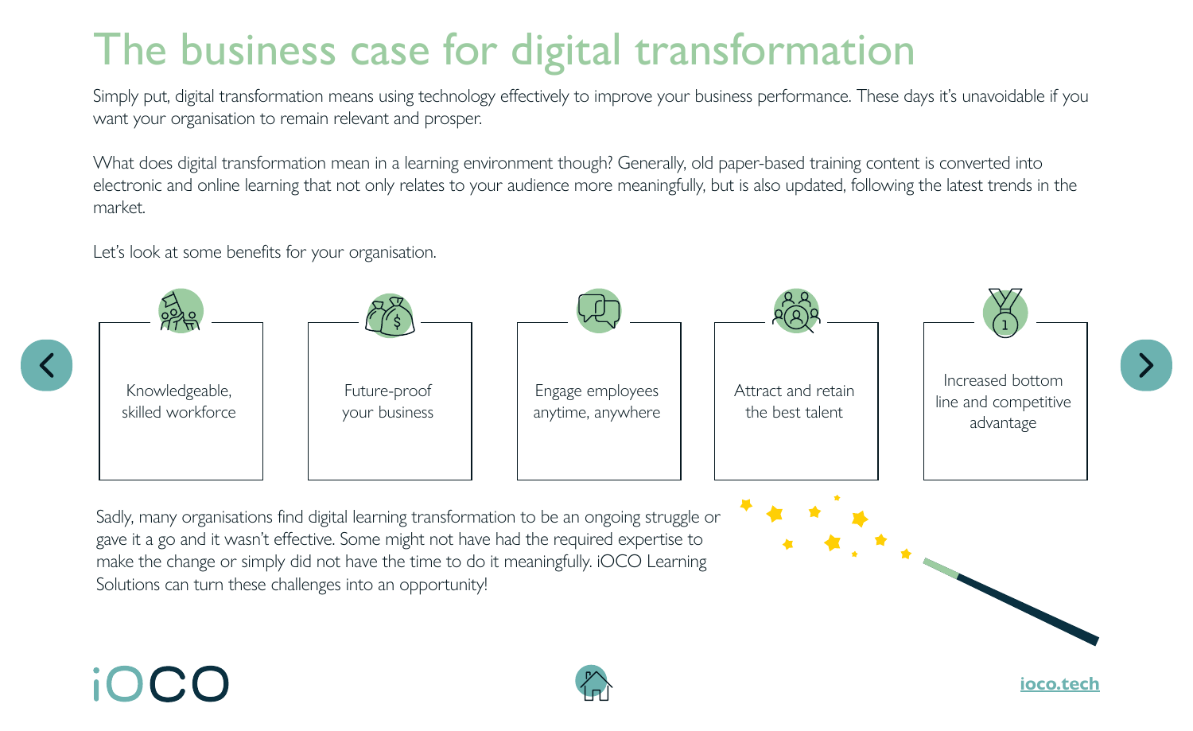# The business case for digital transformation

Simply put, digital transformation means using technology effectively to improve your business performance. These days it's unavoidable if you want your organisation to remain relevant and prosper.

What does digital transformation mean in a learning environment though? Generally, old paper-based training content is converted into electronic and online learning that not only relates to your audience more meaningfully, but is also updated, following the latest trends in the market.

Let's look at some benefits for your organisation.

- Knowledgeable, skilled workforce
- Future-proof your business
- Engage employees anytime, anywhere
- Attract and retain the best talent
- Increased bottom line and competitive advantage

Sadly, many organisations find digital learning transformation to be an ongoing struggle or gave it a go and it wasn't effective. Some might not have had the required expertise to make the change or simply did not have the time to do it meaningfully. iOCO Learning Solutions can turn these challenges into an opportunity!

iOCO

ioco.tech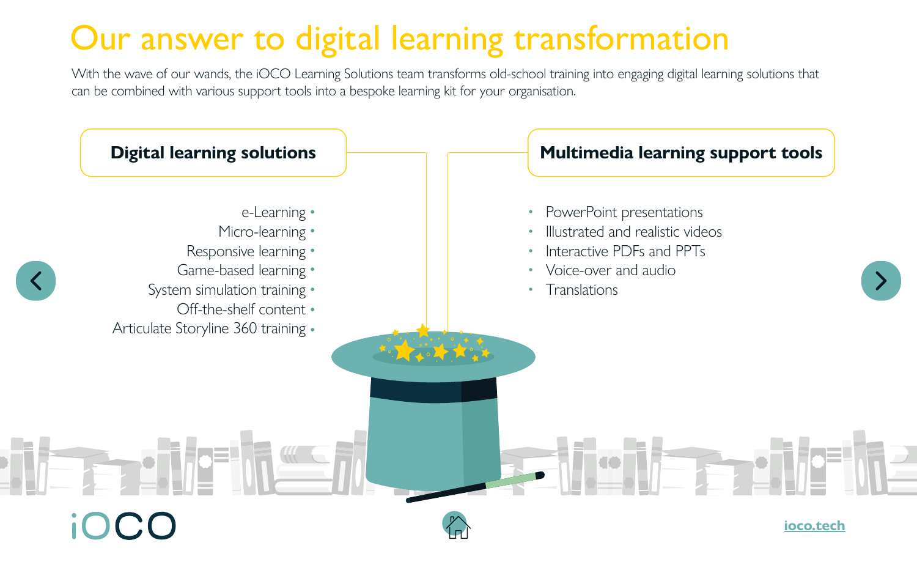# Our answer to digital learning transformation

With the wave of our wands, the iOCO Learning Solutions team transforms old-school training into engaging digital learning solutions that can be combined with various support tools into a bespoke learning kit for your organisation.

## Digital learning solutions

- e-Learning
- Micro-learning
- Responsive learning
- Game-based learning
- System simulation training
- Off-the-shelf content
- Articulate Storyline 360 training

## Multimedia learning support tools

- PowerPoint presentations
- Illustrated and realistic videos
- Interactive PDFs and PPTs
- Voice-over and audio
- Translations

iOCO

ioco.tech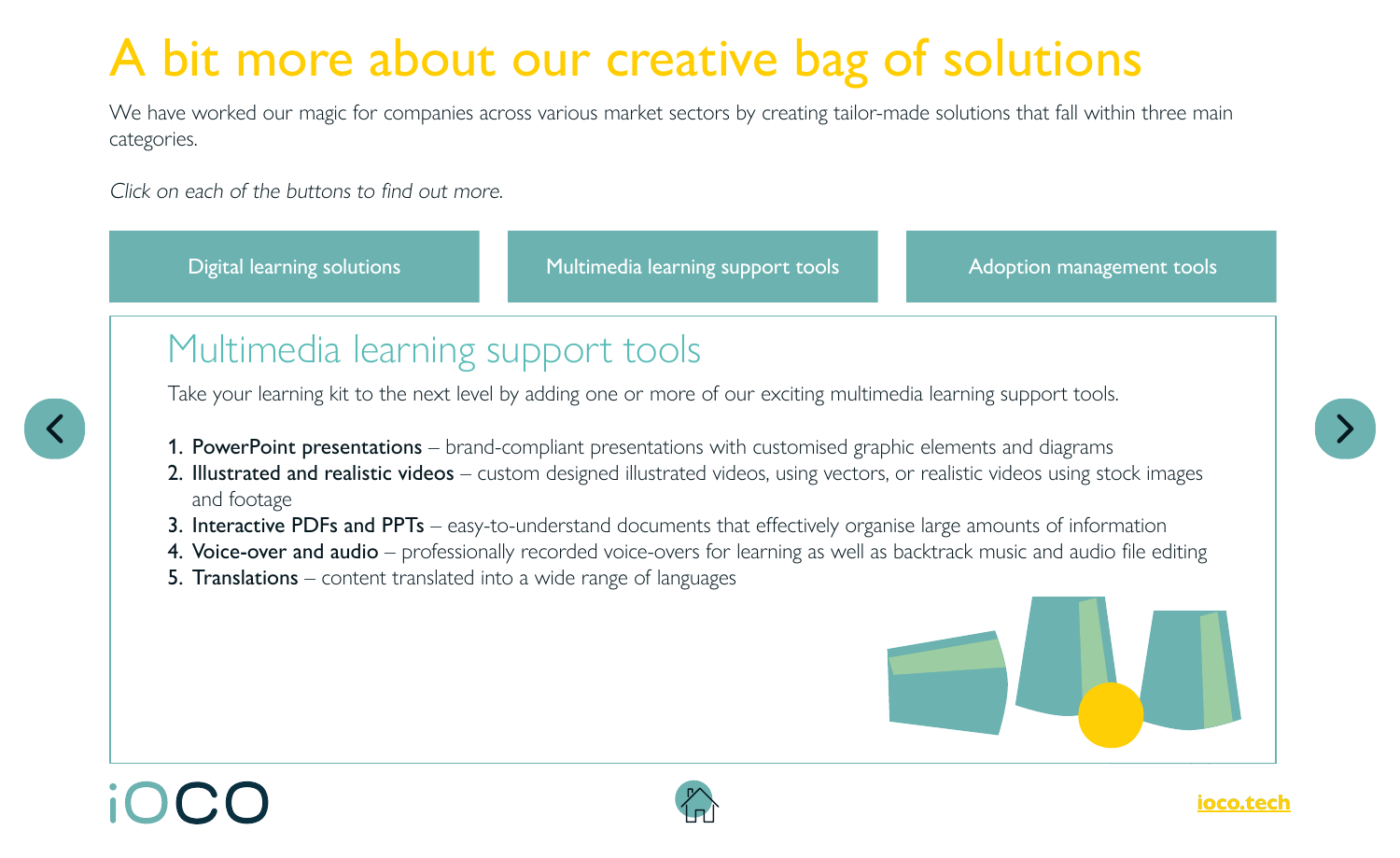# A bit more about our creative bag of solutions

We have worked our magic for companies across various market sectors by creating tailor-made solutions that fall within three main categories.

*Click on each of the buttons to find out more.*

Digital learning solutions | Multimedia learning support tools | Adoption management tools

## Multimedia learning support tools

Take your learning kit to the next level by adding one or more of our exciting multimedia learning support tools.

1. **PowerPoint presentations** – brand-compliant presentations with customised graphic elements and diagrams
2. **Illustrated and realistic videos** – custom designed illustrated videos, using vectors, or realistic videos using stock images and footage
3. **Interactive PDFs and PPTs** – easy-to-understand documents that effectively organise large amounts of information
4. **Voice-over and audio** – professionally recorded voice-overs for learning as well as backtrack music and audio file editing
5. **Translations** – content translated into a wide range of languages

iOCO

ioco.tech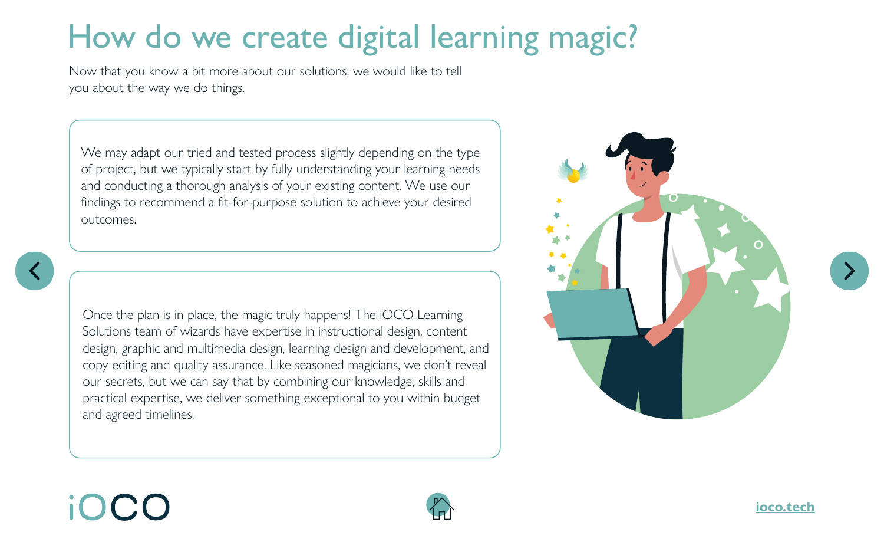# How do we create digital learning magic?

Now that you know a bit more about our solutions, we would like to tell you about the way we do things.

We may adapt our tried and tested process slightly depending on the type of project, but we typically start by fully understanding your learning needs and conducting a thorough analysis of your existing content. We use our findings to recommend a fit-for-purpose solution to achieve your desired outcomes.

Once the plan is in place, the magic truly happens! The iOCO Learning Solutions team of wizards have expertise in instructional design, content design, graphic and multimedia design, learning design and development, and copy editing and quality assurance. Like seasoned magicians, we don't reveal our secrets, but we can say that by combining our knowledge, skills and practical expertise, we deliver something exceptional to you within budget and agreed timelines.

iOCO

**ioco.tech**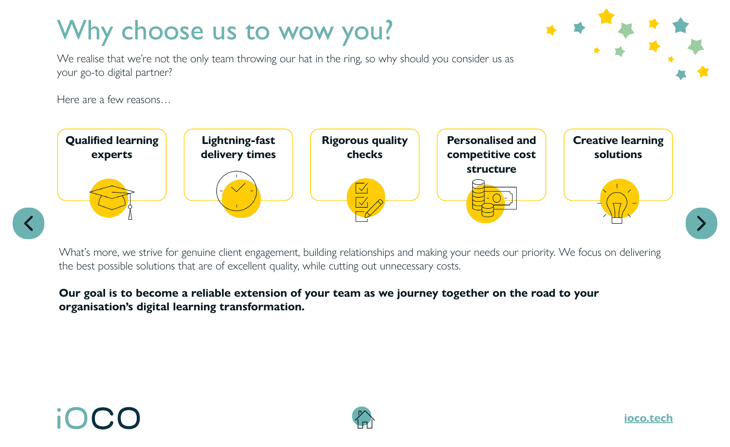# Why choose us to wow you?

We realise that we're not the only team throwing our hat in the ring, so why should you consider us as your go-to digital partner?

Here are a few reasons…

- **Qualified learning experts**
- **Lightning-fast delivery times**
- **Rigorous quality checks**
- **Personalised and competitive cost structure**
- **Creative learning solutions**

What's more, we strive for genuine client engagement, building relationships and making your needs our priority. We focus on delivering the best possible solutions that are of excellent quality, while cutting out unnecessary costs.

**Our goal is to become a reliable extension of your team as we journey together on the road to your organisation's digital learning transformation.**

iOCO

ioco.tech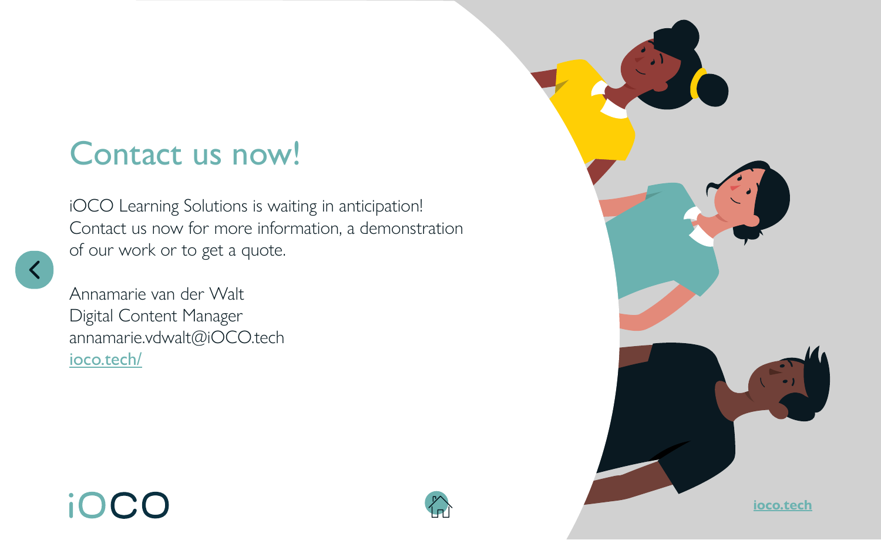# Contact us now!

iOCO Learning Solutions is waiting in anticipation! Contact us now for more information, a demonstration of our work or to get a quote.

Annamarie van der Walt
Digital Content Manager
annamarie.vdwalt@iOCO.tech
[ioco.tech/](ioco.tech/)

iOCO

[ioco.tech](ioco.tech)